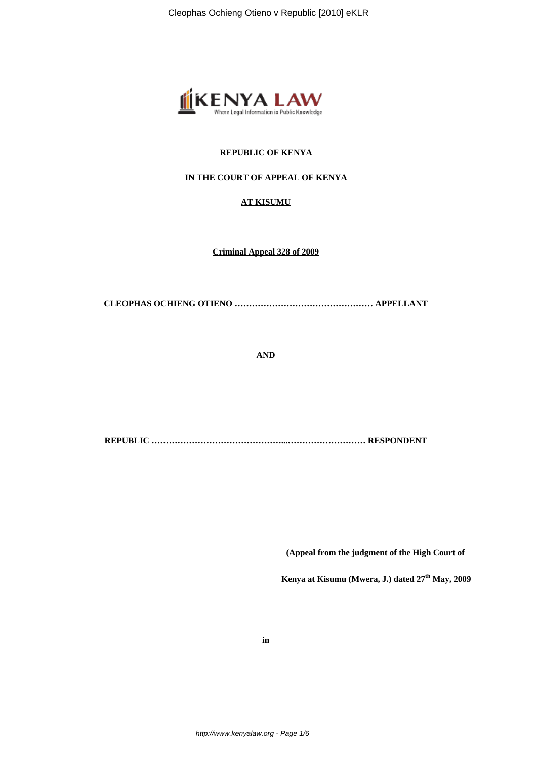**REPUBLIC OF KENYA**

**IN THE COURT OF APPEAL OF KENYA**

**AT KISUMU**

**Criminal Appeal 328 of 2009**

**CLEOPHAS OCHIENG OTIENO ………………………………………… APPELLANT**

**AND**

**REPUBLIC ……………………………………....……………………… RESPONDENT**

**(Appeal from the judgment of the High Court of**

**Kenya at Kisumu (Mwera, J.) dated 27th May, 2009**

**in**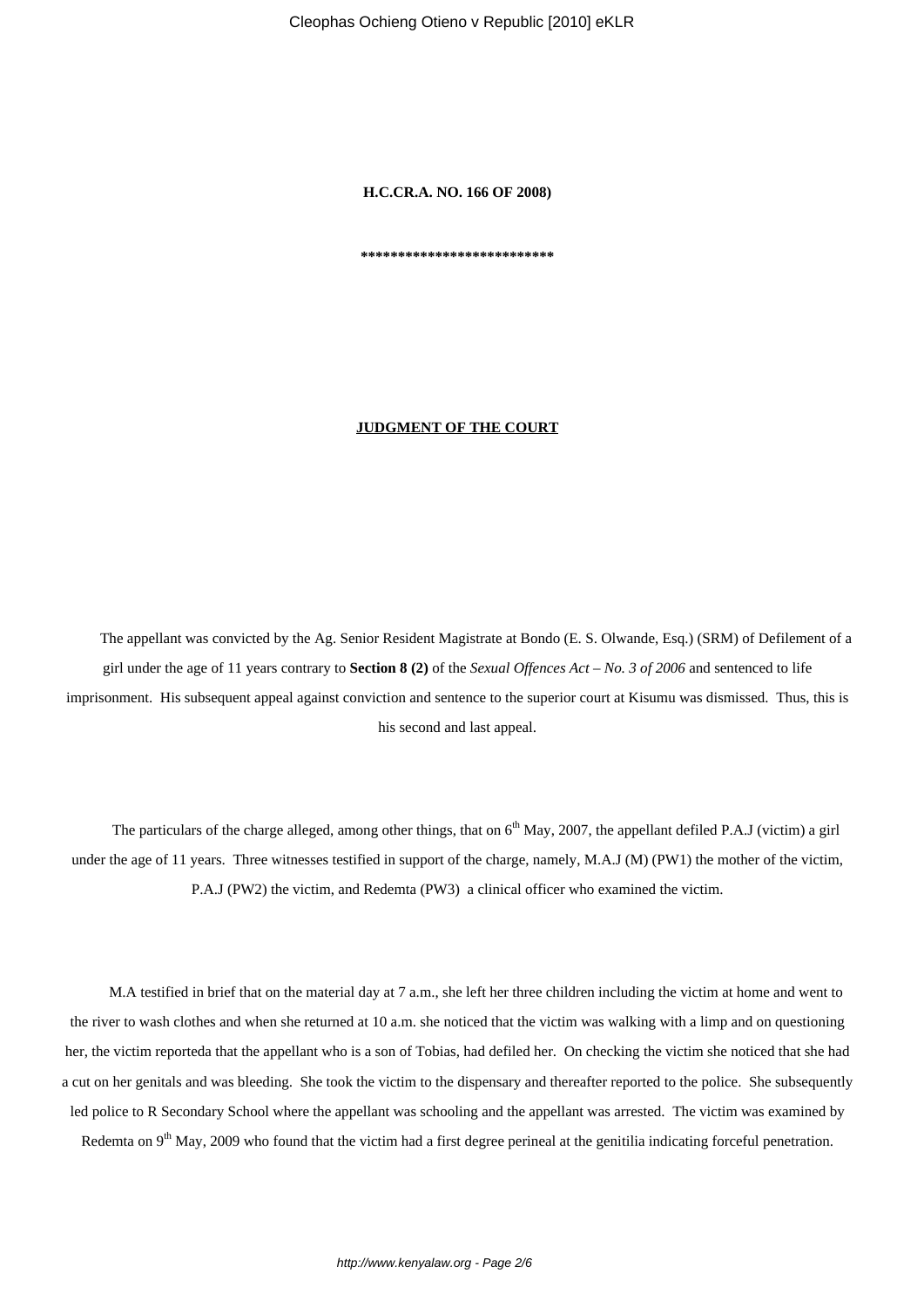**H.C.CR.A. NO. 166 OF 2008)**

**\*\*\*\*\*\*\*\*\*\*\*\*\*\*\*\*\*\*\*\*\*\*\*\*\***

**JUDGMENT OF THE COURT**

The appellant was convicted by the Ag. Senior Resident Magistrate at Bondo (E. S. Olwande, Esq.) (SRM) of Defilement of a girl under the age of 11 years contrary to **Section 8 (2)** of the *Sexual Offences Act – No. 3 of 2006* and sentenced to life imprisonment. His subsequent appeal against conviction and sentence to the superior court at Kisumu was dismissed. Thus, this is his second and last appeal.

The particulars of the charge alleged, among other things, that on 6th May, 2007, the appellant defiled P.A.J (victim) a girl under the age of 11 years. Three witnesses testified in support of the charge, namely, M.A.J (M) (PW1) the mother of the victim, P.A.J (PW2) the victim, and Redemta (PW3) a clinical officer who examined the victim.

M.A testified in brief that on the material day at 7 a.m., she left her three children including the victim at home and went to the river to wash clothes and when she returned at 10 a.m. she noticed that the victim was walking with a limp and on questioning her, the victim reporteda that the appellant who is a son of Tobias, had defiled her. On checking the victim she noticed that she had a cut on her genitals and was bleeding. She took the victim to the dispensary and thereafter reported to the police. She subsequently led police to R Secondary School where the appellant was schooling and the appellant was arrested. The victim was examined by Redemta on 9th May, 2009 who found that the victim had a first degree perineal at the genitilia indicating forceful penetration.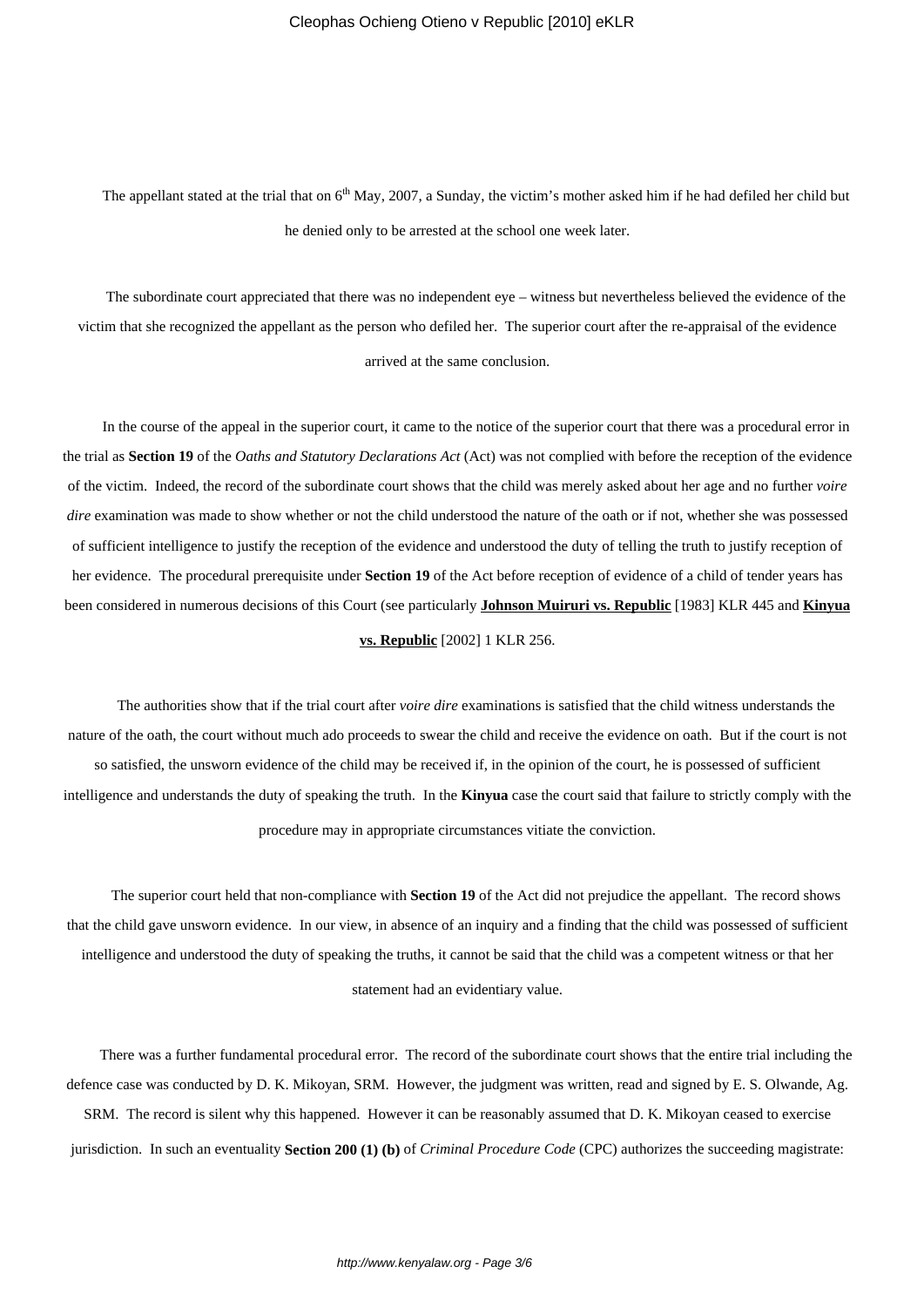The appellant stated at the trial that on 6th May, 2007, a Sunday, the victim's mother asked him if he had defiled her child but he denied only to be arrested at the school one week later.

The subordinate court appreciated that there was no independent eye – witness but nevertheless believed the evidence of the victim that she recognized the appellant as the person who defiled her. The superior court after the re-appraisal of the evidence arrived at the same conclusion.

In the course of the appeal in the superior court, it came to the notice of the superior court that there was a procedural error in the trial as **Section 19** of the *Oaths and Statutory Declarations Act* (Act) was not complied with before the reception of the evidence of the victim. Indeed, the record of the subordinate court shows that the child was merely asked about her age and no further *voire dire* examination was made to show whether or not the child understood the nature of the oath or if not, whether she was possessed of sufficient intelligence to justify the reception of the evidence and understood the duty of telling the truth to justify reception of her evidence. The procedural prerequisite under **Section 19** of the Act before reception of evidence of a child of tender years has been considered in numerous decisions of this Court (see particularly **Johnson Muiruri vs. Republic** [1983] KLR 445 and **Kinyua vs. Republic** [2002] 1 KLR 256.

The authorities show that if the trial court after *voire dire* examinations is satisfied that the child witness understands the nature of the oath, the court without much ado proceeds to swear the child and receive the evidence on oath. But if the court is not so satisfied, the unsworn evidence of the child may be received if, in the opinion of the court, he is possessed of sufficient intelligence and understands the duty of speaking the truth. In the **Kinyua** case the court said that failure to strictly comply with the procedure may in appropriate circumstances vitiate the conviction.

The superior court held that non-compliance with **Section 19** of the Act did not prejudice the appellant. The record shows that the child gave unsworn evidence. In our view, in absence of an inquiry and a finding that the child was possessed of sufficient intelligence and understood the duty of speaking the truths, it cannot be said that the child was a competent witness or that her statement had an evidentiary value.

There was a further fundamental procedural error. The record of the subordinate court shows that the entire trial including the defence case was conducted by D. K. Mikoyan, SRM. However, the judgment was written, read and signed by E. S. Olwande, Ag. SRM. The record is silent why this happened. However it can be reasonably assumed that D. K. Mikoyan ceased to exercise jurisdiction. In such an eventuality **Section 200 (1) (b)** of *Criminal Procedure Code* (CPC) authorizes the succeeding magistrate: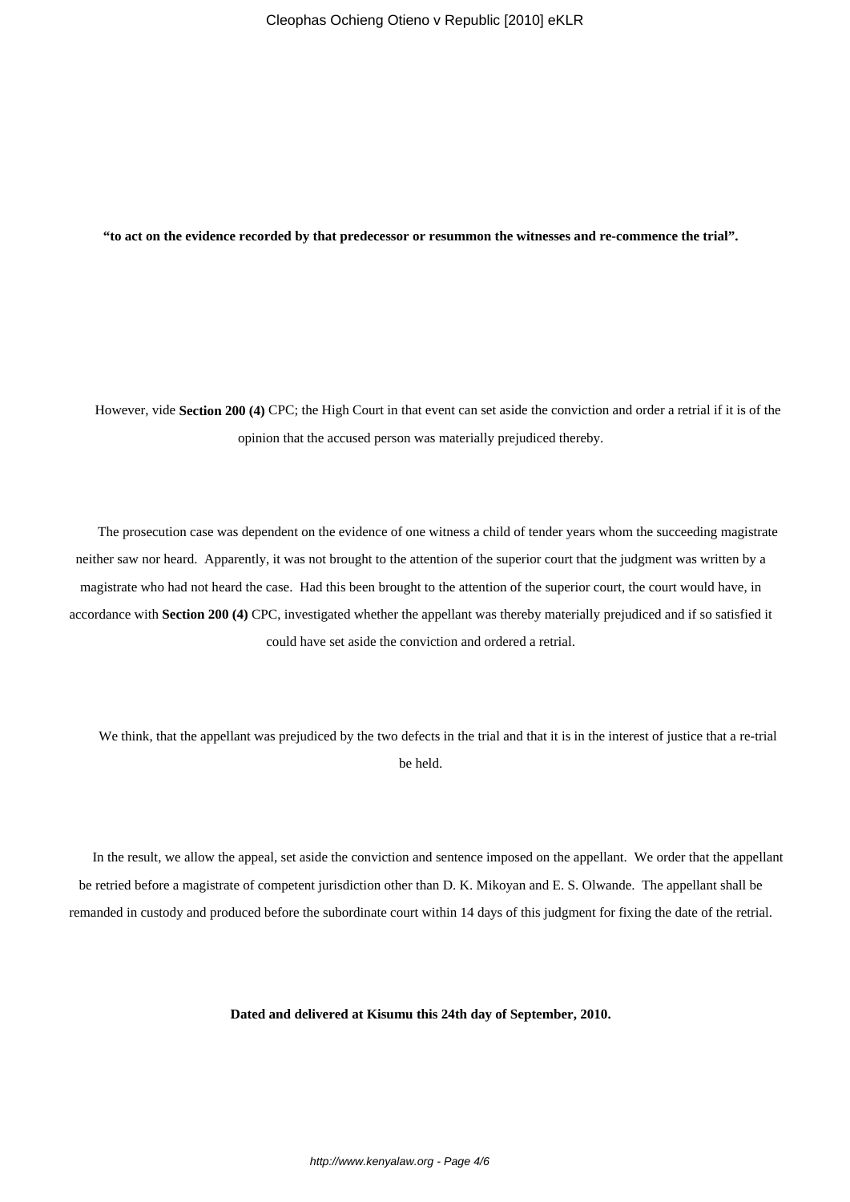**"to act on the evidence recorded by that predecessor or resummon the witnesses and re-commence the trial".**

However, vide **Section 200 (4)** CPC; the High Court in that event can set aside the conviction and order a retrial if it is of the opinion that the accused person was materially prejudiced thereby.

The prosecution case was dependent on the evidence of one witness a child of tender years whom the succeeding magistrate neither saw nor heard. Apparently, it was not brought to the attention of the superior court that the judgment was written by a magistrate who had not heard the case. Had this been brought to the attention of the superior court, the court would have, in accordance with **Section 200 (4)** CPC, investigated whether the appellant was thereby materially prejudiced and if so satisfied it could have set aside the conviction and ordered a retrial.

We think, that the appellant was prejudiced by the two defects in the trial and that it is in the interest of justice that a re-trial be held.

In the result, we allow the appeal, set aside the conviction and sentence imposed on the appellant. We order that the appellant be retried before a magistrate of competent jurisdiction other than D. K. Mikoyan and E. S. Olwande. The appellant shall be remanded in custody and produced before the subordinate court within 14 days of this judgment for fixing the date of the retrial.

**Dated and delivered at Kisumu this 24th day of September, 2010.**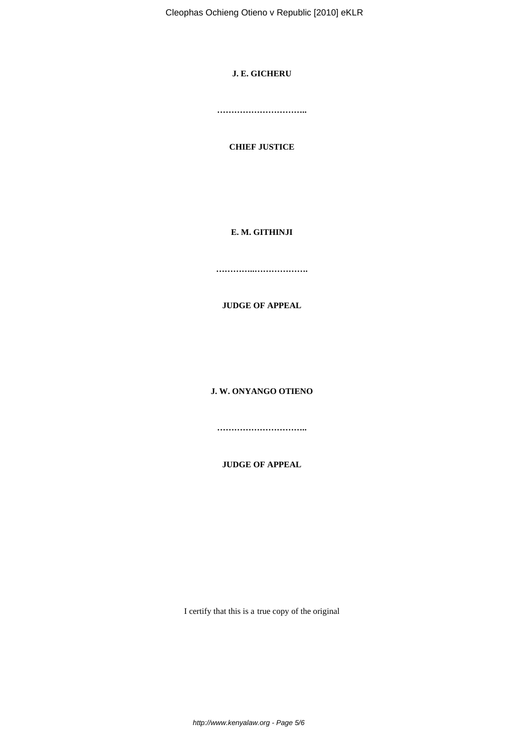**J. E. GICHERU**

…………………………..

**CHIEF JUSTICE**

**E. M. GITHINJI**

…………..……………….

**JUDGE OF APPEAL**

**J. W. ONYANGO OTIENO**

…………………………..

**JUDGE OF APPEAL**

I certify that this is a true copy of the original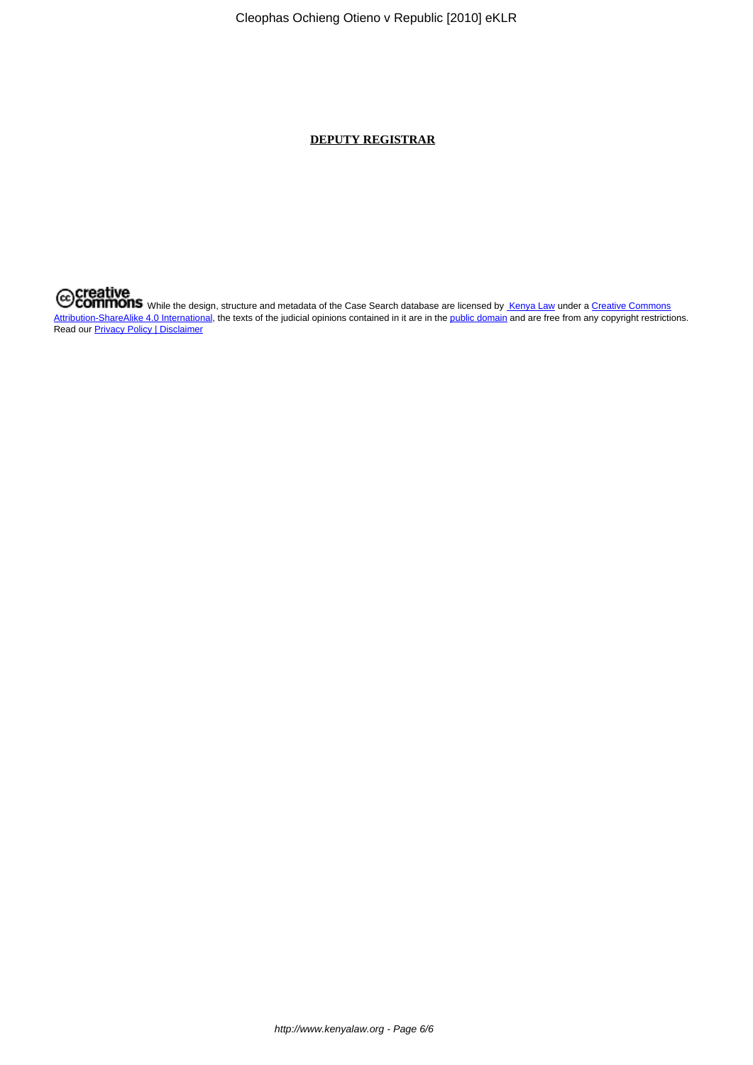**DEPUTY REGISTRAR**

While the design, structure and metadata of the Case Search database are licensed by Kenya Law under a Creative Commons Attribution-ShareAlike 4.0 International, the texts of the judicial opinions contained in it are in the public domain and are free from any copyright restrictions. Read our Privacy Policy | Disclaimer